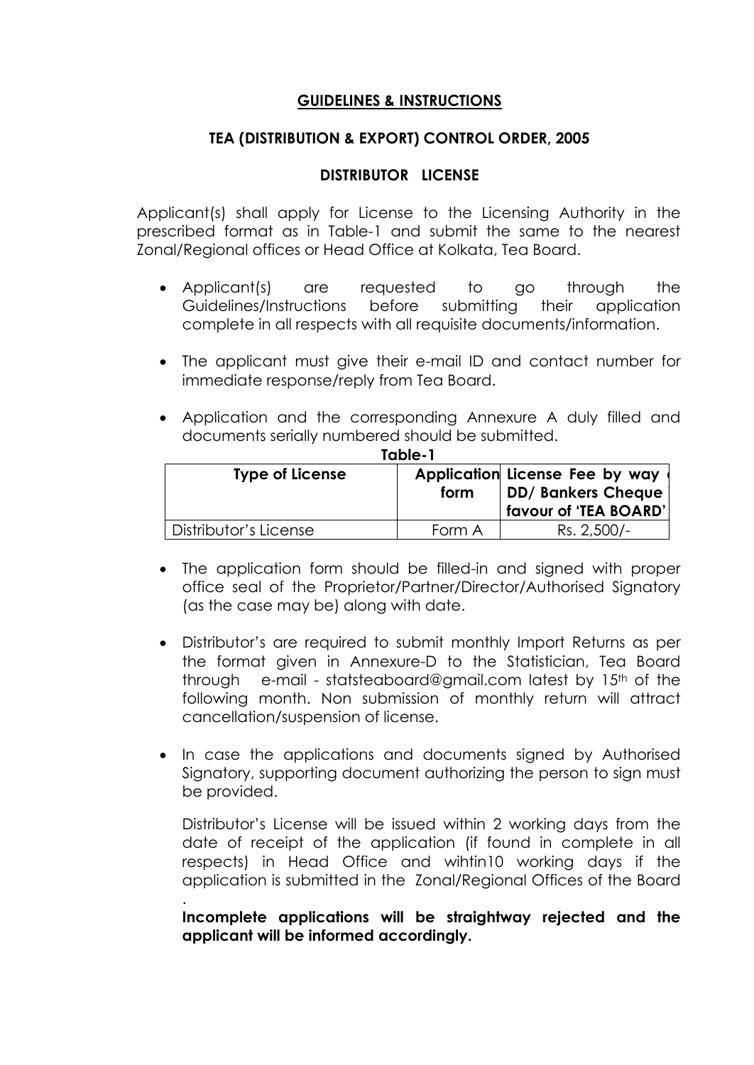## GUIDELINES & INSTRUCTIONS

### TEA (DISTRIBUTION & EXPORT) CONTROL ORDER, 2005

### DISTRIBUTOR LICENSE

Applicant(s) shall apply for License to the Licensing Authority in the prescribed format as in Table-1 and submit the same to the nearest Zonal/Regional offices or Head Office at Kolkata, Tea Board.

- Applicant(s) are requested to go through the Guidelines/Instructions before submitting their application complete in all respects with all requisite documents/information.
- The applicant must give their e-mail ID and contact number for immediate response/reply from Tea Board.
- Application and the corresponding Annexure A duly filled and documents serially numbered should be submitted.

**Table-1**

| Type of License | Application form | License Fee by way DD/ Bankers Cheque favour of 'TEA BOARD' |
|---|---|---|
| Distributor's License | Form A | Rs. 2,500/- |

- The application form should be filled-in and signed with proper office seal of the Proprietor/Partner/Director/Authorised Signatory (as the case may be) along with date.
- Distributor's are required to submit monthly Import Returns as per the format given in Annexure-D to the Statistician, Tea Board through e-mail - statsteaboard@gmail.com latest by 15th of the following month. Non submission of monthly return will attract cancellation/suspension of license.
- In case the applications and documents signed by Authorised Signatory, supporting document authorizing the person to sign must be provided.

  Distributor's License will be issued within 2 working days from the date of receipt of the application (if found in complete in all respects) in Head Office and wihtin10 working days if the application is submitted in the Zonal/Regional Offices of the Board .

  **Incomplete applications will be straightway rejected and the applicant will be informed accordingly.**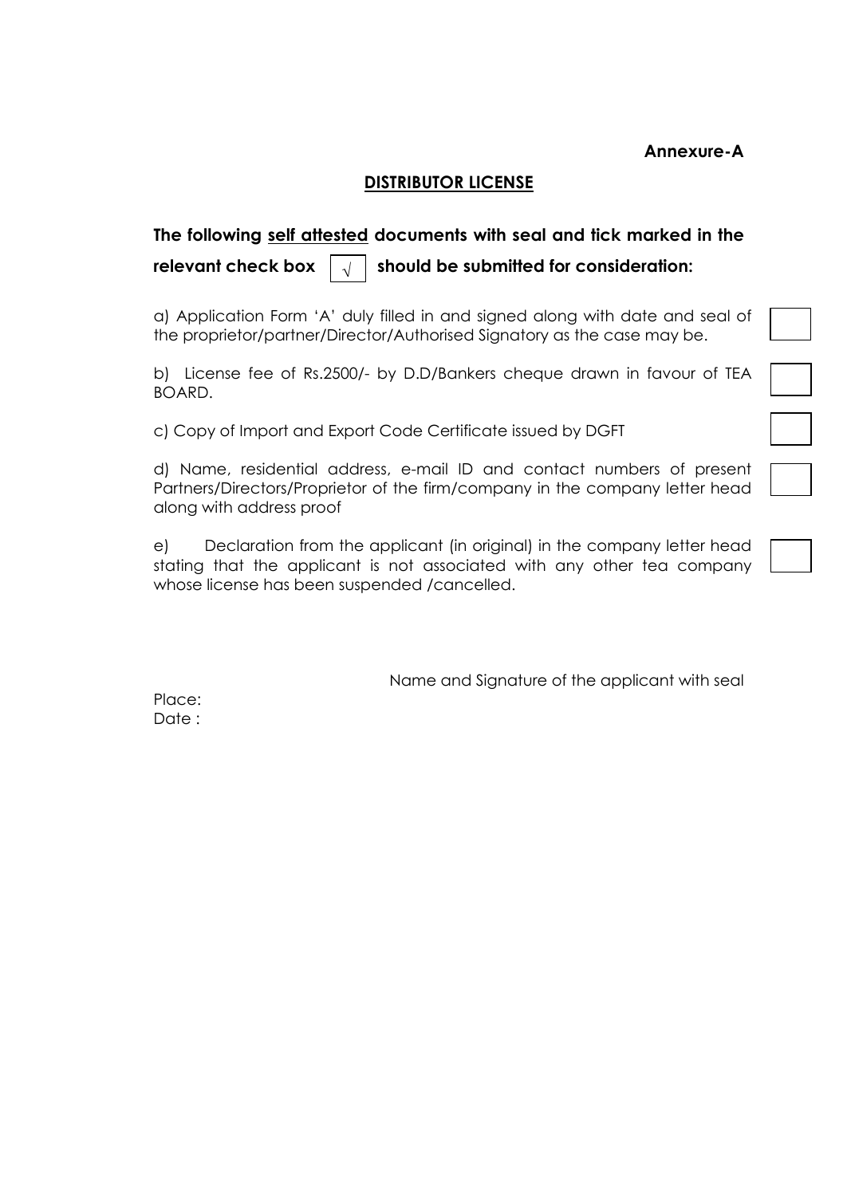**Annexure-A**

## DISTRIBUTOR LICENSE

**The following <u>self attested</u> documents with seal and tick marked in the relevant check box [√] should be submitted for consideration:**

a) Application Form 'A' duly filled in and signed along with date and seal of the proprietor/partner/Director/Authorised Signatory as the case may be. ☐

b) License fee of Rs.2500/- by D.D/Bankers cheque drawn in favour of TEA BOARD. ☐

c) Copy of Import and Export Code Certificate issued by DGFT ☐

d) Name, residential address, e-mail ID and contact numbers of present Partners/Directors/Proprietor of the firm/company in the company letter head along with address proof ☐

e) Declaration from the applicant (in original) in the company letter head stating that the applicant is not associated with any other tea company whose license has been suspended /cancelled. ☐

Name and Signature of the applicant with seal

Place:

Date :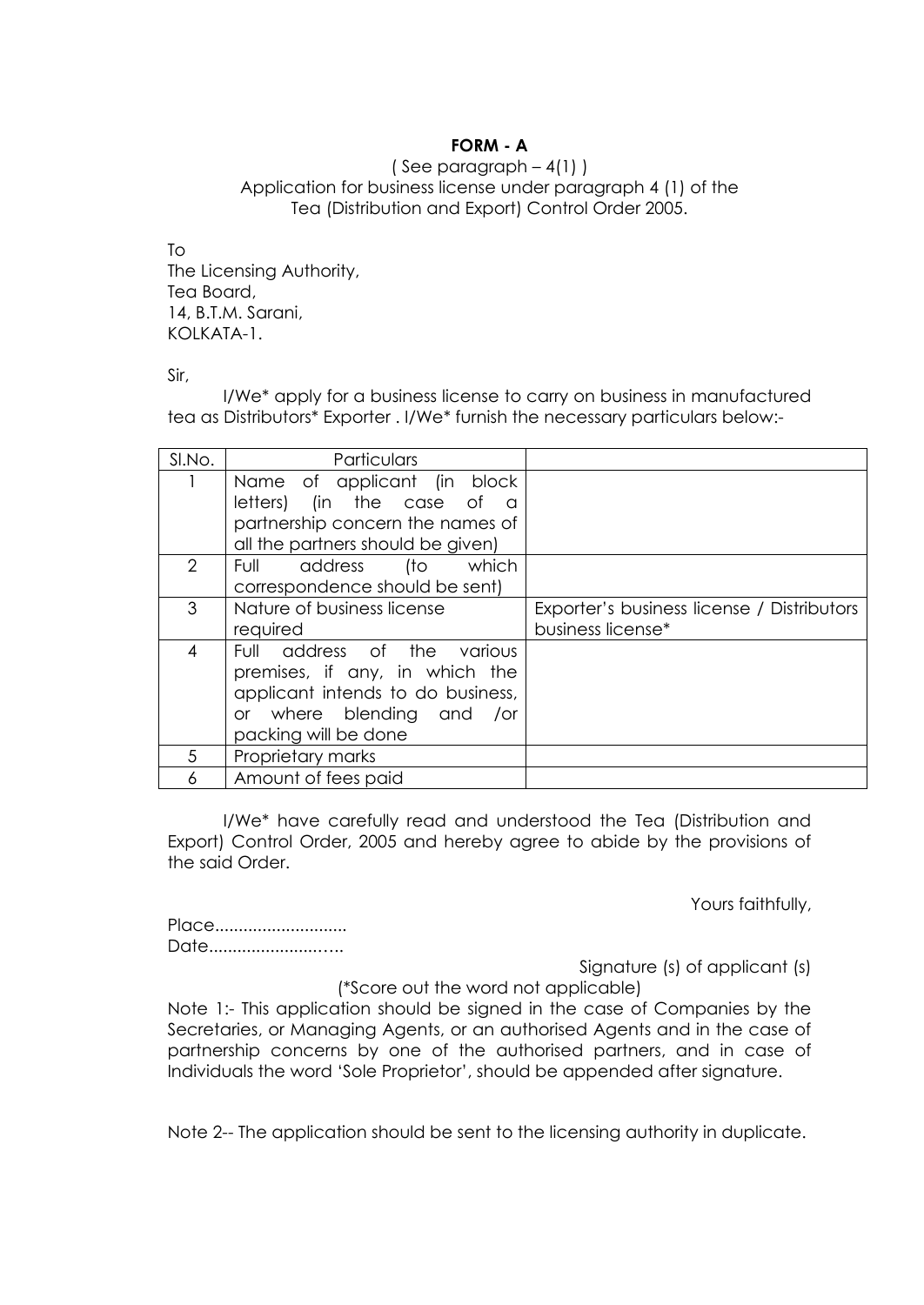**FORM - A**

( See paragraph – 4(1) )
Application for business license under paragraph 4 (1) of the Tea (Distribution and Export) Control Order 2005.

To
The Licensing Authority,
Tea Board,
14, B.T.M. Sarani,
KOLKATA-1.

Sir,

I/We* apply for a business license to carry on business in manufactured tea as Distributors* Exporter . I/We* furnish the necessary particulars below:-

| Sl.No. | Particulars | |
|---|---|---|
| 1 | Name of applicant (in block letters) (in the case of a partnership concern the names of all the partners should be given) | |
| 2 | Full address (to which correspondence should be sent) | |
| 3 | Nature of business license required | Exporter's business license / Distributors business license* |
| 4 | Full address of the various premises, if any, in which the applicant intends to do business, or where blending and /or packing will be done | |
| 5 | Proprietary marks | |
| 6 | Amount of fees paid | |

I/We* have carefully read and understood the Tea (Distribution and Export) Control Order, 2005 and hereby agree to abide by the provisions of the said Order.

Yours faithfully,

Place...........................
Date.........................

Signature (s) of applicant (s)

(*Score out the word not applicable)

Note 1:- This application should be signed in the case of Companies by the Secretaries, or Managing Agents, or an authorised Agents and in the case of partnership concerns by one of the authorised partners, and in case of Individuals the word 'Sole Proprietor', should be appended after signature.

Note 2-- The application should be sent to the licensing authority in duplicate.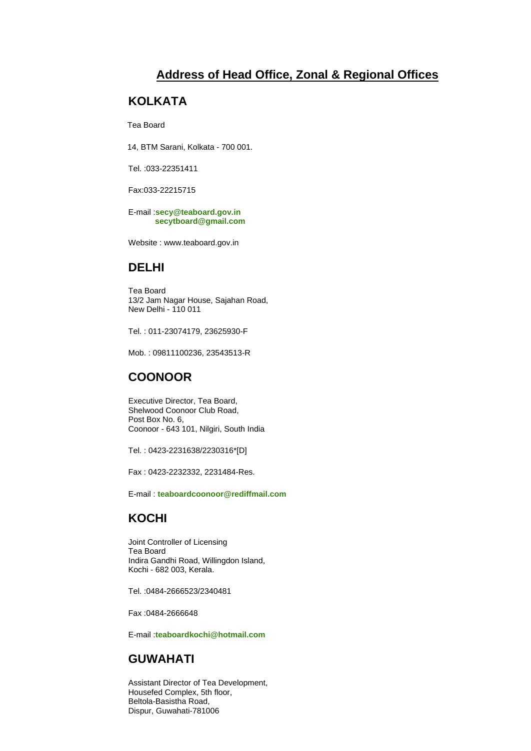# Address of Head Office, Zonal & Regional Offices

## KOLKATA

Tea Board

14, BTM Sarani, Kolkata - 700 001.

Tel. :033-22351411

Fax:033-22215715

E-mail :**secy@teaboard.gov.in**
**secytboard@gmail.com**

Website : www.teaboard.gov.in

## DELHI

Tea Board
13/2 Jam Nagar House, Sajahan Road,
New Delhi - 110 011

Tel. : 011-23074179, 23625930-F

Mob. : 09811100236, 23543513-R

## COONOOR

Executive Director, Tea Board,
Shelwood Coonoor Club Road,
Post Box No. 6,
Coonoor - 643 101, Nilgiri, South India

Tel. : 0423-2231638/2230316*[D]

Fax : 0423-2232332, 2231484-Res.

E-mail : **teaboardcoonoor@rediffmail.com**

## KOCHI

Joint Controller of Licensing
Tea Board
Indira Gandhi Road, Willingdon Island,
Kochi - 682 003, Kerala.

Tel. :0484-2666523/2340481

Fax :0484-2666648

E-mail :**teaboardkochi@hotmail.com**

## GUWAHATI

Assistant Director of Tea Development,
Housefed Complex, 5th floor,
Beltola-Basistha Road,
Dispur, Guwahati-781006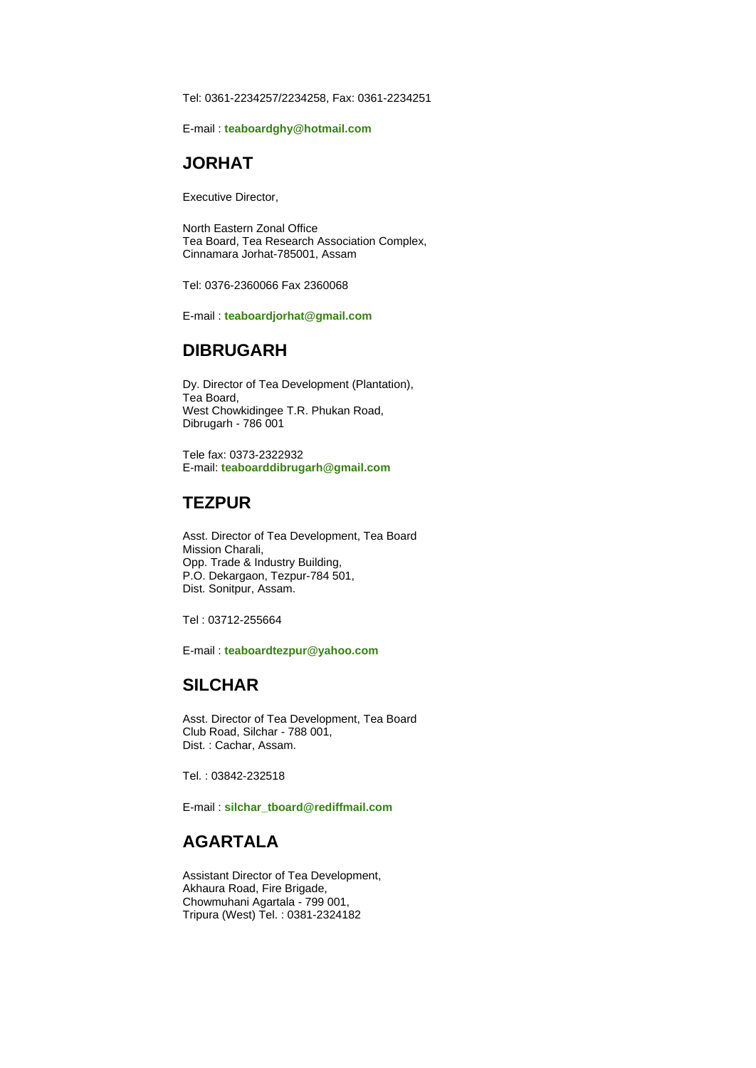Tel: 0361-2234257/2234258, Fax: 0361-2234251

E-mail : **teaboardghy@hotmail.com**

## JORHAT

Executive Director,

North Eastern Zonal Office
Tea Board, Tea Research Association Complex,
Cinnamara Jorhat-785001, Assam

Tel: 0376-2360066 Fax 2360068

E-mail : **teaboardjorhat@gmail.com**

## DIBRUGARH

Dy. Director of Tea Development (Plantation),
Tea Board,
West Chowkidingee T.R. Phukan Road,
Dibrugarh - 786 001

Tele fax: 0373-2322932
E-mail: **teaboarddibrugarh@gmail.com**

## TEZPUR

Asst. Director of Tea Development, Tea Board
Mission Charali,
Opp. Trade & Industry Building,
P.O. Dekargaon, Tezpur-784 501,
Dist. Sonitpur, Assam.

Tel : 03712-255664

E-mail : **teaboardtezpur@yahoo.com**

## SILCHAR

Asst. Director of Tea Development, Tea Board
Club Road, Silchar - 788 001,
Dist. : Cachar, Assam.

Tel. : 03842-232518

E-mail : **silchar_tboard@rediffmail.com**

## AGARTALA

Assistant Director of Tea Development,
Akhaura Road, Fire Brigade,
Chowmuhani Agartala - 799 001,
Tripura (West) Tel. : 0381-2324182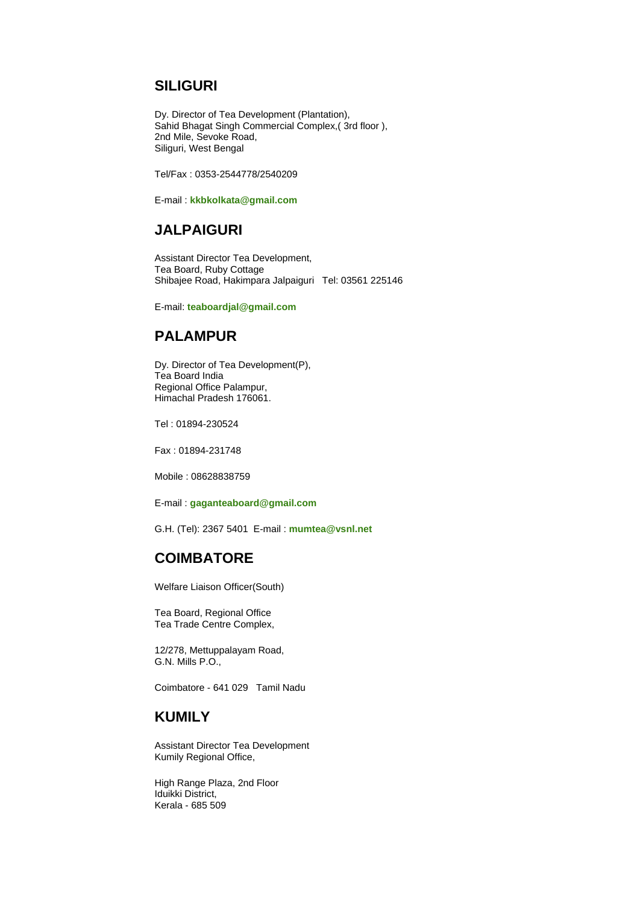## SILIGURI

Dy. Director of Tea Development (Plantation),
Sahid Bhagat Singh Commercial Complex,( 3rd floor ),
2nd Mile, Sevoke Road,
Siliguri, West Bengal

Tel/Fax : 0353-2544778/2540209

E-mail : **kkbkolkata@gmail.com**

## JALPAIGURI

Assistant Director Tea Development,
Tea Board, Ruby Cottage
Shibajee Road, Hakimpara Jalpaiguri   Tel: 03561 225146

E-mail: **teaboardjal@gmail.com**

## PALAMPUR

Dy. Director of Tea Development(P),
Tea Board India
Regional Office Palampur,
Himachal Pradesh 176061.

Tel : 01894-230524

Fax : 01894-231748

Mobile : 08628838759

E-mail : **gaganteaboard@gmail.com**

G.H. (Tel): 2367 5401  E-mail : **mumtea@vsnl.net**

## COIMBATORE

Welfare Liaison Officer(South)

Tea Board, Regional Office
Tea Trade Centre Complex,

12/278, Mettuppalayam Road,
G.N. Mills P.O.,

Coimbatore - 641 029   Tamil Nadu

## KUMILY

Assistant Director Tea Development
Kumily Regional Office,

High Range Plaza, 2nd Floor
Iduikki District,
Kerala - 685 509